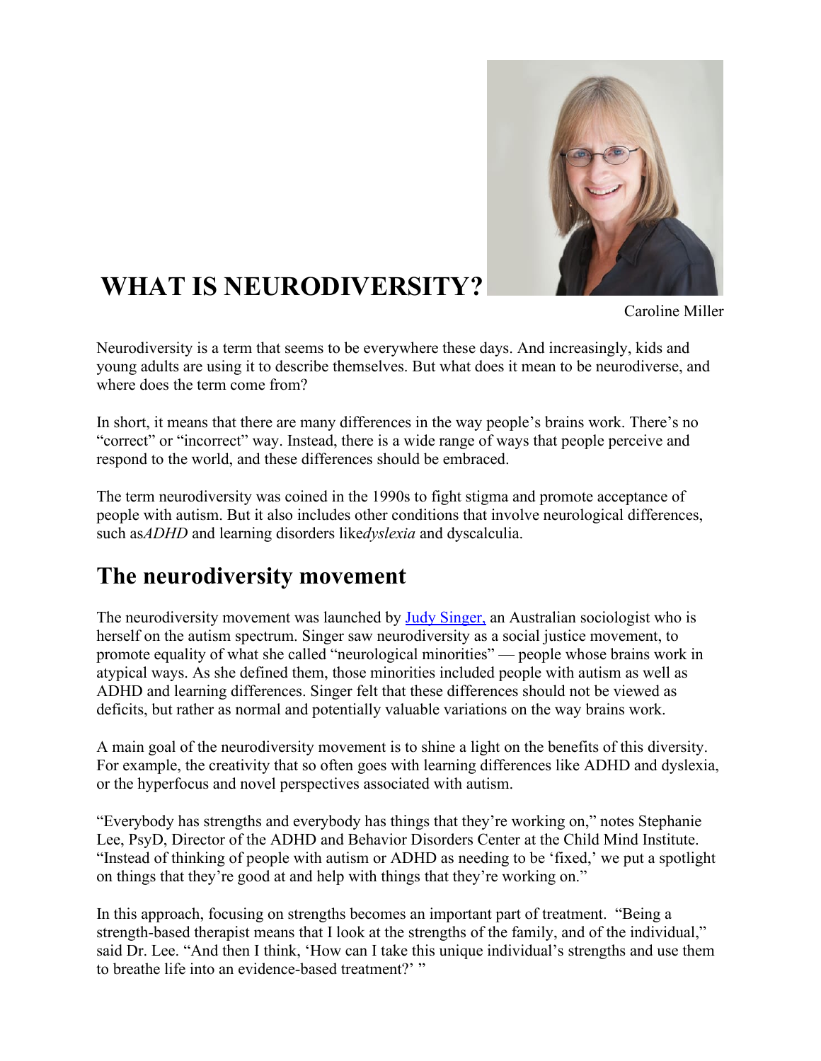# WHAT IS NEURODIVERSITY?

Caroline Miller

Neurodiversity is a term that seems to be everywhere these days. And increasingly, kids and young adults are using it to describe themselves. But what does it mean to be neurodiverse, and where does the term come from?

In short, it means that there are many differences in the way people's brains work. There's no "correct" or "incorrect" way. Instead, there is a wide range of ways that people perceive and respond to the world, and these differences should be embraced.

The term neurodiversity was coined in the 1990s to fight stigma and promote acceptance of people with autism. But it also includes other conditions that involve neurological differences, such as *ADHD* and learning disorders like *dyslexia* and dyscalculia.

## The neurodiversity movement

The neurodiversity movement was launched by [Judy Singer,]() an Australian sociologist who is herself on the autism spectrum. Singer saw neurodiversity as a social justice movement, to promote equality of what she called "neurological minorities" — people whose brains work in atypical ways. As she defined them, those minorities included people with autism as well as ADHD and learning differences. Singer felt that these differences should not be viewed as deficits, but rather as normal and potentially valuable variations on the way brains work.

A main goal of the neurodiversity movement is to shine a light on the benefits of this diversity. For example, the creativity that so often goes with learning differences like ADHD and dyslexia, or the hyperfocus and novel perspectives associated with autism.

"Everybody has strengths and everybody has things that they're working on," notes Stephanie Lee, PsyD, Director of the ADHD and Behavior Disorders Center at the Child Mind Institute. "Instead of thinking of people with autism or ADHD as needing to be 'fixed,' we put a spotlight on things that they're good at and help with things that they're working on."

In this approach, focusing on strengths becomes an important part of treatment. "Being a strength-based therapist means that I look at the strengths of the family, and of the individual," said Dr. Lee. "And then I think, 'How can I take this unique individual's strengths and use them to breathe life into an evidence-based treatment?' "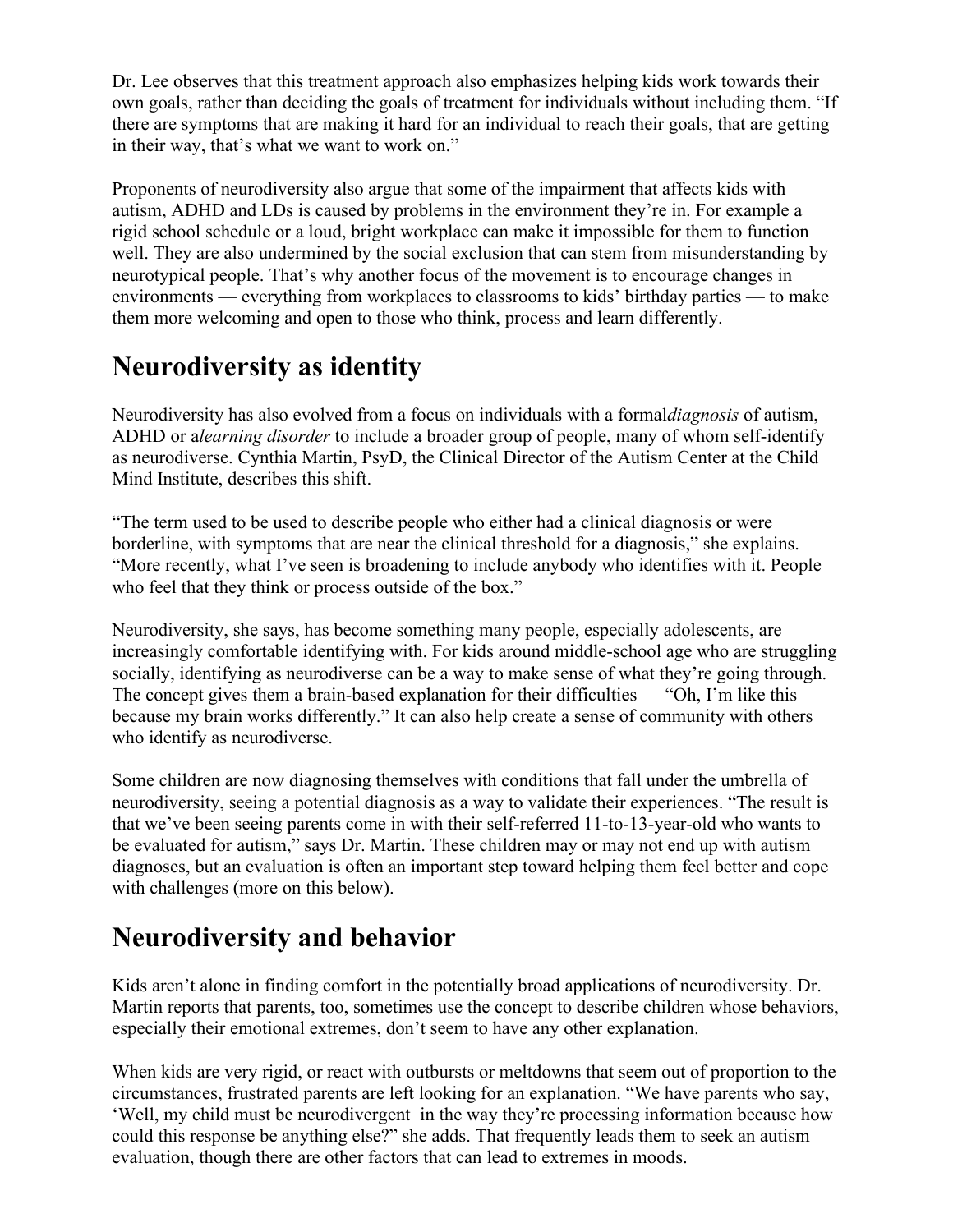Dr. Lee observes that this treatment approach also emphasizes helping kids work towards their own goals, rather than deciding the goals of treatment for individuals without including them. "If there are symptoms that are making it hard for an individual to reach their goals, that are getting in their way, that's what we want to work on."

Proponents of neurodiversity also argue that some of the impairment that affects kids with autism, ADHD and LDs is caused by problems in the environment they're in. For example a rigid school schedule or a loud, bright workplace can make it impossible for them to function well. They are also undermined by the social exclusion that can stem from misunderstanding by neurotypical people. That's why another focus of the movement is to encourage changes in environments — everything from workplaces to classrooms to kids' birthday parties — to make them more welcoming and open to those who think, process and learn differently.

## Neurodiversity as identity

Neurodiversity has also evolved from a focus on individuals with a formal*diagnosis* of autism, ADHD or a*learning disorder* to include a broader group of people, many of whom self-identify as neurodiverse. Cynthia Martin, PsyD, the Clinical Director of the Autism Center at the Child Mind Institute, describes this shift.

"The term used to be used to describe people who either had a clinical diagnosis or were borderline, with symptoms that are near the clinical threshold for a diagnosis," she explains. "More recently, what I've seen is broadening to include anybody who identifies with it. People who feel that they think or process outside of the box."

Neurodiversity, she says, has become something many people, especially adolescents, are increasingly comfortable identifying with. For kids around middle-school age who are struggling socially, identifying as neurodiverse can be a way to make sense of what they're going through. The concept gives them a brain-based explanation for their difficulties — "Oh, I'm like this because my brain works differently." It can also help create a sense of community with others who identify as neurodiverse.

Some children are now diagnosing themselves with conditions that fall under the umbrella of neurodiversity, seeing a potential diagnosis as a way to validate their experiences. "The result is that we've been seeing parents come in with their self-referred 11-to-13-year-old who wants to be evaluated for autism," says Dr. Martin. These children may or may not end up with autism diagnoses, but an evaluation is often an important step toward helping them feel better and cope with challenges (more on this below).

## Neurodiversity and behavior

Kids aren't alone in finding comfort in the potentially broad applications of neurodiversity. Dr. Martin reports that parents, too, sometimes use the concept to describe children whose behaviors, especially their emotional extremes, don't seem to have any other explanation.

When kids are very rigid, or react with outbursts or meltdowns that seem out of proportion to the circumstances, frustrated parents are left looking for an explanation. "We have parents who say, 'Well, my child must be neurodivergent in the way they're processing information because how could this response be anything else?" she adds. That frequently leads them to seek an autism evaluation, though there are other factors that can lead to extremes in moods.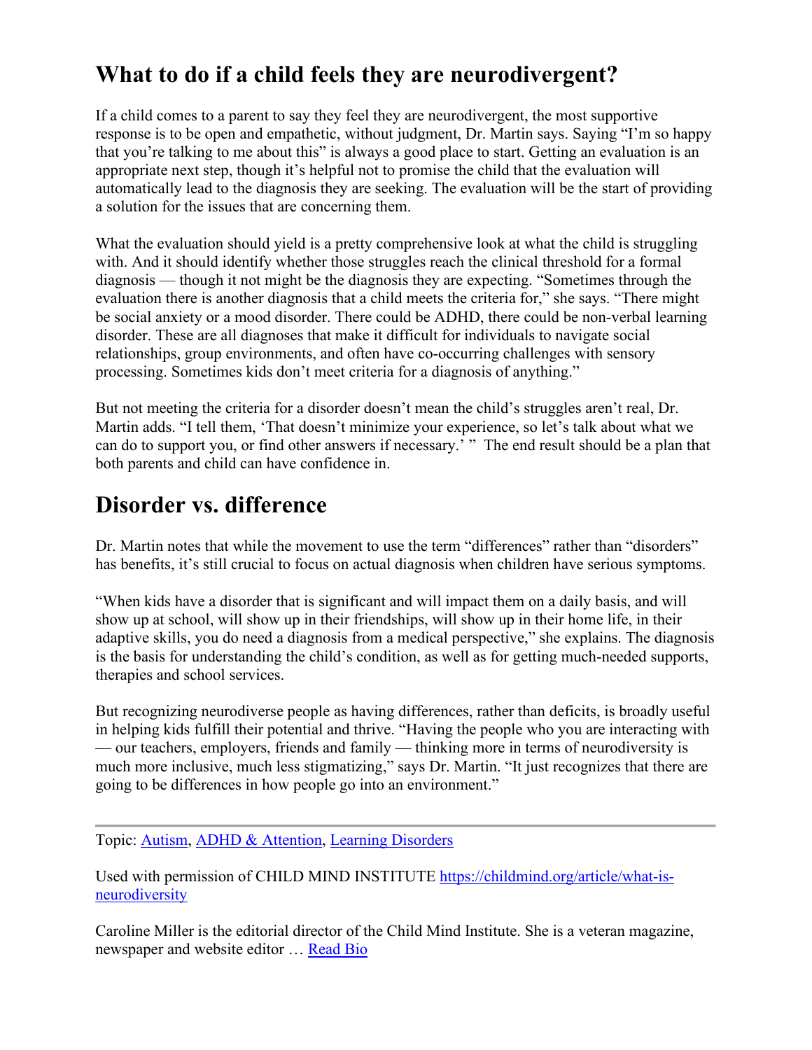## What to do if a child feels they are neurodivergent?

If a child comes to a parent to say they feel they are neurodivergent, the most supportive response is to be open and empathetic, without judgment, Dr. Martin says. Saying "I'm so happy that you're talking to me about this" is always a good place to start. Getting an evaluation is an appropriate next step, though it's helpful not to promise the child that the evaluation will automatically lead to the diagnosis they are seeking. The evaluation will be the start of providing a solution for the issues that are concerning them.

What the evaluation should yield is a pretty comprehensive look at what the child is struggling with. And it should identify whether those struggles reach the clinical threshold for a formal diagnosis — though it not might be the diagnosis they are expecting. "Sometimes through the evaluation there is another diagnosis that a child meets the criteria for," she says. "There might be social anxiety or a mood disorder. There could be ADHD, there could be non-verbal learning disorder. These are all diagnoses that make it difficult for individuals to navigate social relationships, group environments, and often have co-occurring challenges with sensory processing. Sometimes kids don't meet criteria for a diagnosis of anything."

But not meeting the criteria for a disorder doesn't mean the child's struggles aren't real, Dr. Martin adds. "I tell them, 'That doesn't minimize your experience, so let's talk about what we can do to support you, or find other answers if necessary.' " The end result should be a plan that both parents and child can have confidence in.

## Disorder vs. difference

Dr. Martin notes that while the movement to use the term "differences" rather than "disorders" has benefits, it's still crucial to focus on actual diagnosis when children have serious symptoms.

"When kids have a disorder that is significant and will impact them on a daily basis, and will show up at school, will show up in their friendships, will show up in their home life, in their adaptive skills, you do need a diagnosis from a medical perspective," she explains. The diagnosis is the basis for understanding the child's condition, as well as for getting much-needed supports, therapies and school services.

But recognizing neurodiverse people as having differences, rather than deficits, is broadly useful in helping kids fulfill their potential and thrive. "Having the people who you are interacting with — our teachers, employers, friends and family — thinking more in terms of neurodiversity is much more inclusive, much less stigmatizing," says Dr. Martin. "It just recognizes that there are going to be differences in how people go into an environment."

---

Topic: [Autism](), [ADHD & Attention](), [Learning Disorders]()

Used with permission of CHILD MIND INSTITUTE [https://childmind.org/article/what-is-neurodiversity](https://childmind.org/article/what-is-neurodiversity)

Caroline Miller is the editorial director of the Child Mind Institute. She is a veteran magazine, newspaper and website editor … [Read Bio]()